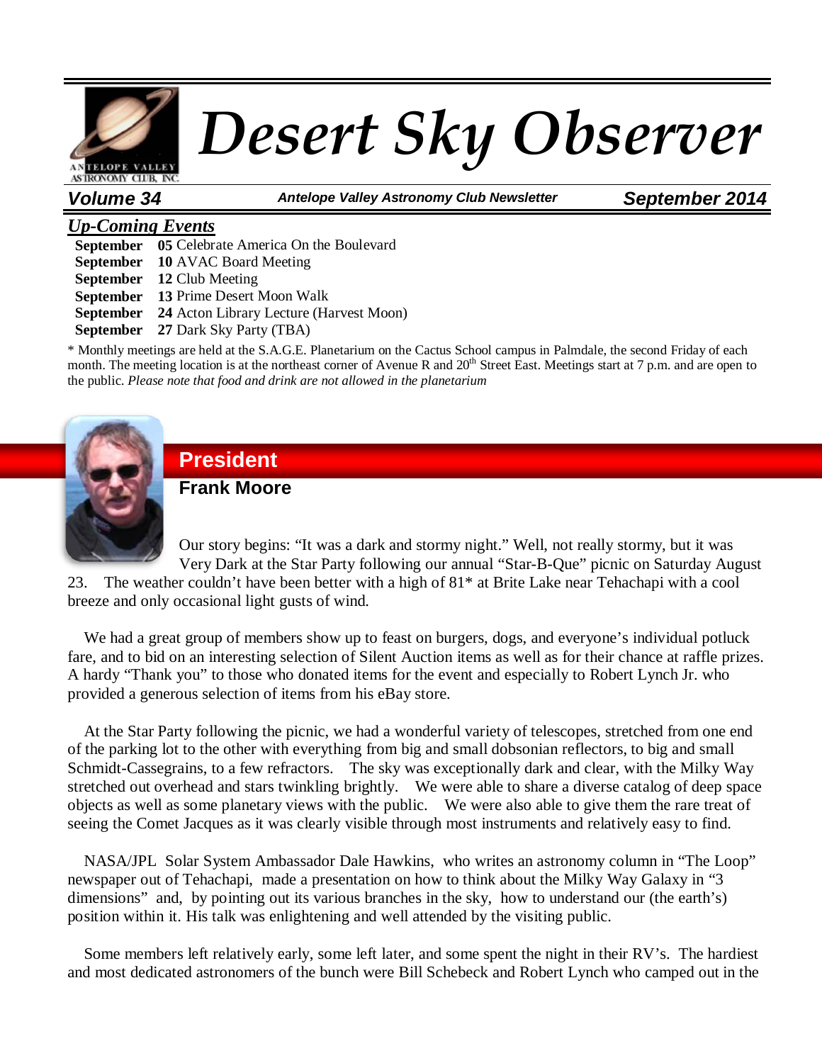# Desert Sky Observer

**Volume 34** — ***Antelope Valley Astronomy Club Newsletter*** — **September 2014**

## *Up-Coming Events*

**September** **05** Celebrate America On the Boulevard
**September** **10** AVAC Board Meeting
**September** **12** Club Meeting
**September** **13** Prime Desert Moon Walk
**September** **24** Acton Library Lecture (Harvest Moon)
**September** **27** Dark Sky Party (TBA)

* Monthly meetings are held at the S.A.G.E. Planetarium on the Cactus School campus in Palmdale, the second Friday of each month. The meeting location is at the northeast corner of Avenue R and 20th Street East. Meetings start at 7 p.m. and are open to the public. *Please note that food and drink are not allowed in the planetarium*

## President

### Frank Moore

Our story begins: "It was a dark and stormy night." Well, not really stormy, but it was Very Dark at the Star Party following our annual "Star-B-Que" picnic on Saturday August 23. The weather couldn't have been better with a high of 81* at Brite Lake near Tehachapi with a cool breeze and only occasional light gusts of wind.

We had a great group of members show up to feast on burgers, dogs, and everyone's individual potluck fare, and to bid on an interesting selection of Silent Auction items as well as for their chance at raffle prizes. A hardy "Thank you" to those who donated items for the event and especially to Robert Lynch Jr. who provided a generous selection of items from his eBay store.

At the Star Party following the picnic, we had a wonderful variety of telescopes, stretched from one end of the parking lot to the other with everything from big and small dobsonian reflectors, to big and small Schmidt-Cassegrains, to a few refractors. The sky was exceptionally dark and clear, with the Milky Way stretched out overhead and stars twinkling brightly. We were able to share a diverse catalog of deep space objects as well as some planetary views with the public. We were also able to give them the rare treat of seeing the Comet Jacques as it was clearly visible through most instruments and relatively easy to find.

NASA/JPL Solar System Ambassador Dale Hawkins, who writes an astronomy column in "The Loop" newspaper out of Tehachapi, made a presentation on how to think about the Milky Way Galaxy in "3 dimensions" and, by pointing out its various branches in the sky, how to understand our (the earth's) position within it. His talk was enlightening and well attended by the visiting public.

Some members left relatively early, some left later, and some spent the night in their RV's. The hardiest and most dedicated astronomers of the bunch were Bill Schebeck and Robert Lynch who camped out in the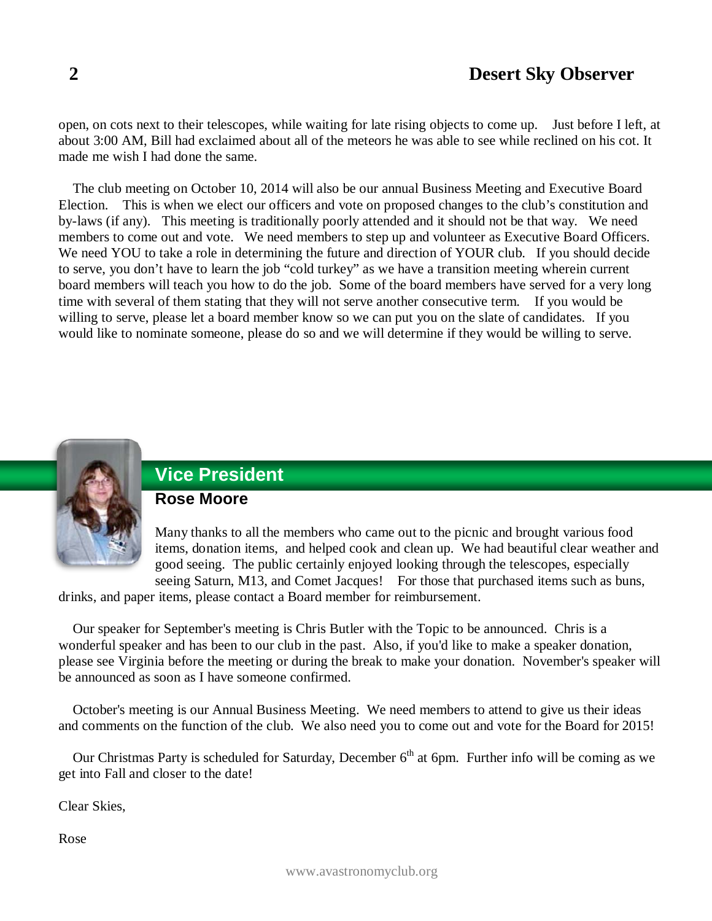open, on cots next to their telescopes, while waiting for late rising objects to come up. Just before I left, at about 3:00 AM, Bill had exclaimed about all of the meteors he was able to see while reclined on his cot. It made me wish I had done the same.

The club meeting on October 10, 2014 will also be our annual Business Meeting and Executive Board Election. This is when we elect our officers and vote on proposed changes to the club's constitution and by-laws (if any). This meeting is traditionally poorly attended and it should not be that way. We need members to come out and vote. We need members to step up and volunteer as Executive Board Officers. We need YOU to take a role in determining the future and direction of YOUR club. If you should decide to serve, you don't have to learn the job "cold turkey" as we have a transition meeting wherein current board members will teach you how to do the job. Some of the board members have served for a very long time with several of them stating that they will not serve another consecutive term. If you would be willing to serve, please let a board member know so we can put you on the slate of candidates. If you would like to nominate someone, please do so and we will determine if they would be willing to serve.

## Vice President

### Rose Moore

Many thanks to all the members who came out to the picnic and brought various food items, donation items, and helped cook and clean up. We had beautiful clear weather and good seeing. The public certainly enjoyed looking through the telescopes, especially seeing Saturn, M13, and Comet Jacques! For those that purchased items such as buns, drinks, and paper items, please contact a Board member for reimbursement.

Our speaker for September's meeting is Chris Butler with the Topic to be announced. Chris is a wonderful speaker and has been to our club in the past. Also, if you'd like to make a speaker donation, please see Virginia before the meeting or during the break to make your donation. November's speaker will be announced as soon as I have someone confirmed.

October's meeting is our Annual Business Meeting. We need members to attend to give us their ideas and comments on the function of the club. We also need you to come out and vote for the Board for 2015!

Our Christmas Party is scheduled for Saturday, December 6th at 6pm. Further info will be coming as we get into Fall and closer to the date!

Clear Skies,

Rose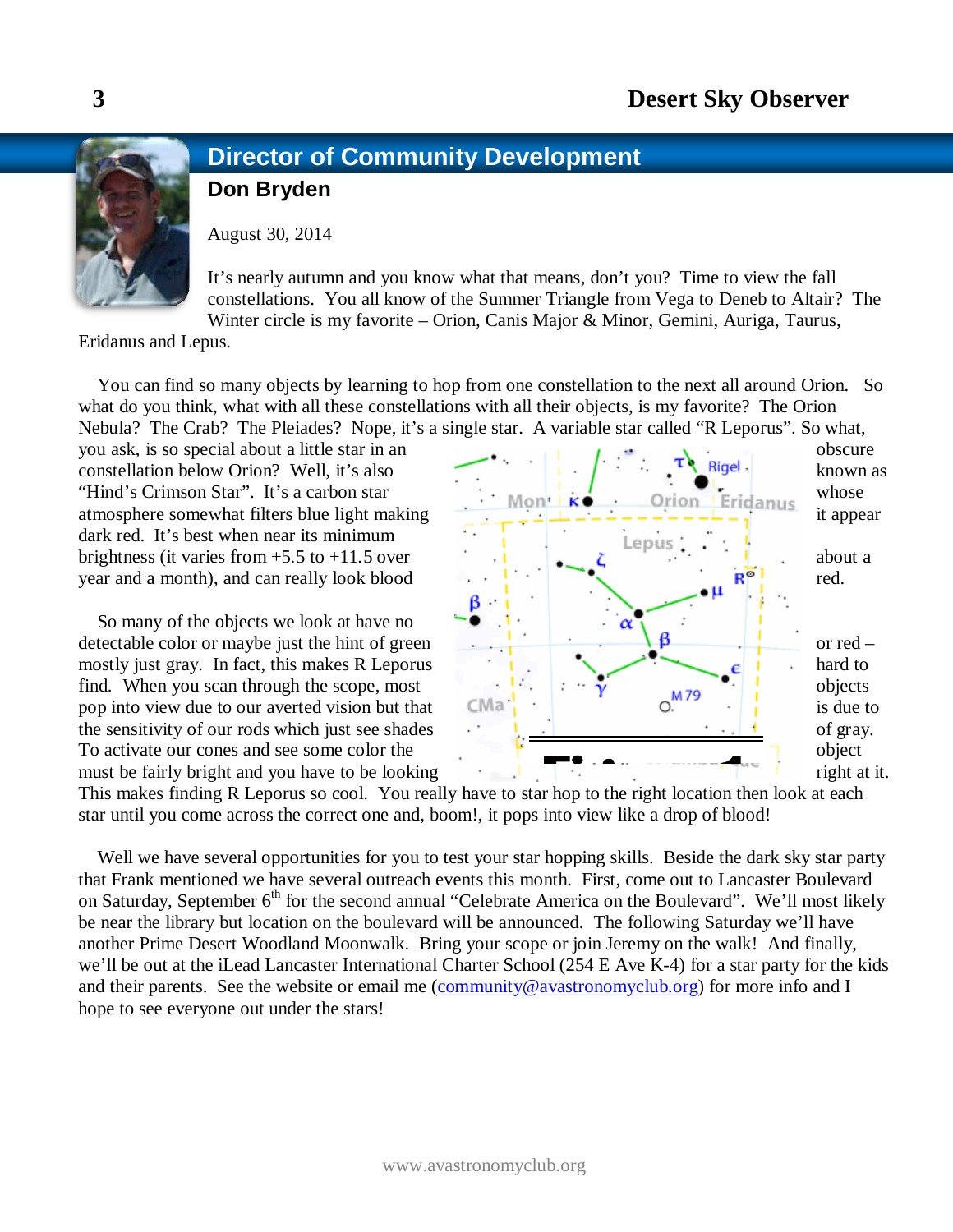## Director of Community Development

### Don Bryden

August 30, 2014

It's nearly autumn and you know what that means, don't you? Time to view the fall constellations. You all know of the Summer Triangle from Vega to Deneb to Altair? The Winter circle is my favorite – Orion, Canis Major & Minor, Gemini, Auriga, Taurus, Eridanus and Lepus.

You can find so many objects by learning to hop from one constellation to the next all around Orion. So what do you think, what with all these constellations with all their objects, is my favorite? The Orion Nebula? The Crab? The Pleiades? Nope, it's a single star. A variable star called "R Leporus". So what, you ask, is so special about a little star in an obscure constellation below Orion? Well, it's also known as "Hind's Crimson Star". It's a carbon star whose atmosphere somewhat filters blue light making it appear dark red. It's best when near its minimum brightness (it varies from +5.5 to +11.5 over about a year and a month), and can really look blood red.

So many of the objects we look at have no detectable color or maybe just the hint of green or red – mostly just gray. In fact, this makes R Leporus hard to find. When you scan through the scope, most objects pop into view due to our averted vision but that is due to the sensitivity of our rods which just see shades of gray. To activate our cones and see some color the object must be fairly bright and you have to be looking right at it. This makes finding R Leporus so cool. You really have to star hop to the right location then look at each star until you come across the correct one and, boom!, it pops into view like a drop of blood!

Well we have several opportunities for you to test your star hopping skills. Beside the dark sky star party that Frank mentioned we have several outreach events this month. First, come out to Lancaster Boulevard on Saturday, September 6th for the second annual "Celebrate America on the Boulevard". We'll most likely be near the library but location on the boulevard will be announced. The following Saturday we'll have another Prime Desert Woodland Moonwalk. Bring your scope or join Jeremy on the walk! And finally, we'll be out at the iLead Lancaster International Charter School (254 E Ave K-4) for a star party for the kids and their parents. See the website or email me (community@avastronomyclub.org) for more info and I hope to see everyone out under the stars!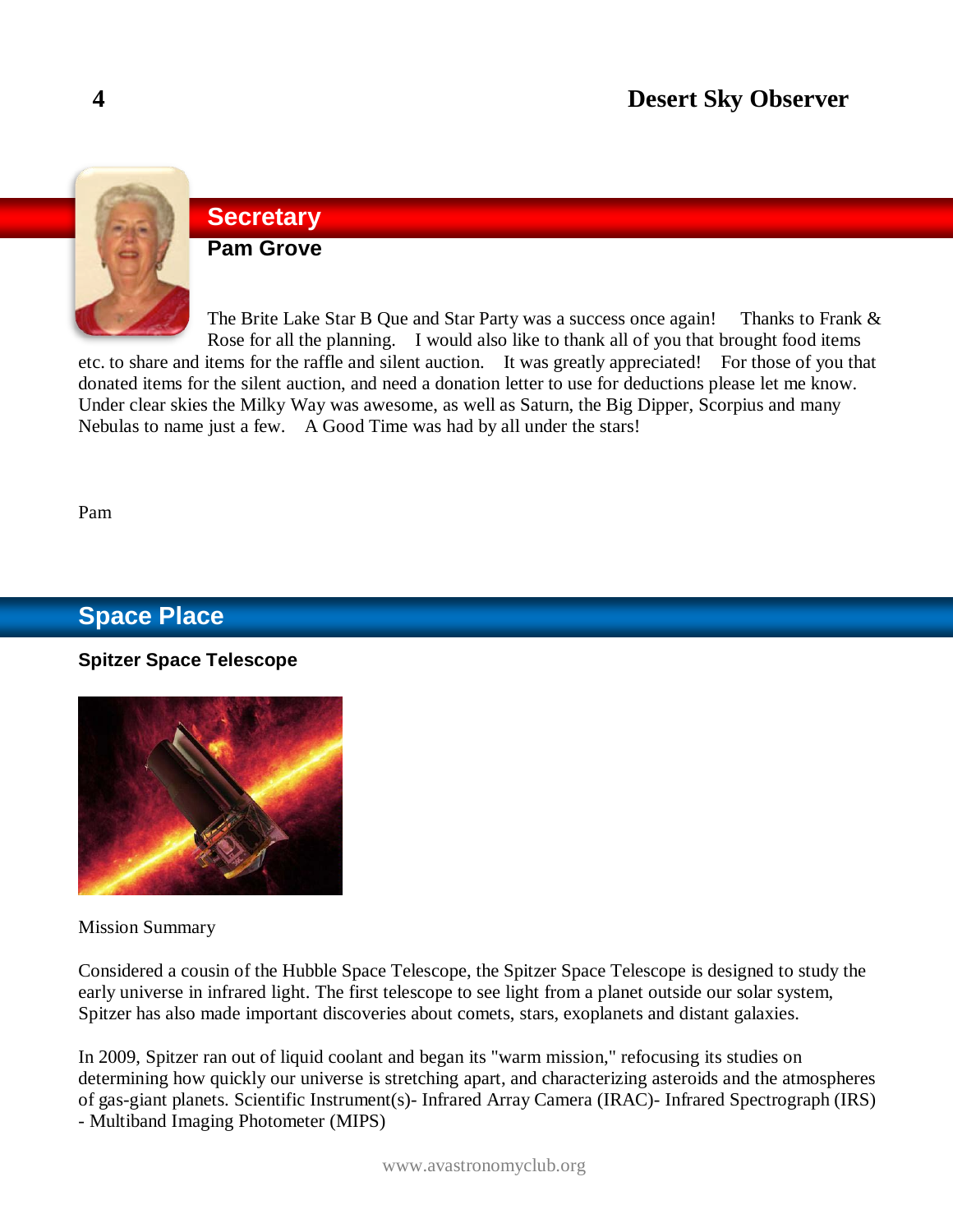## Secretary

### Pam Grove

The Brite Lake Star B Que and Star Party was a success once again! Thanks to Frank & Rose for all the planning. I would also like to thank all of you that brought food items etc. to share and items for the raffle and silent auction. It was greatly appreciated! For those of you that donated items for the silent auction, and need a donation letter to use for deductions please let me know. Under clear skies the Milky Way was awesome, as well as Saturn, the Big Dipper, Scorpius and many Nebulas to name just a few. A Good Time was had by all under the stars!

Pam

## Space Place

**Spitzer Space Telescope**

Mission Summary

Considered a cousin of the Hubble Space Telescope, the Spitzer Space Telescope is designed to study the early universe in infrared light. The first telescope to see light from a planet outside our solar system, Spitzer has also made important discoveries about comets, stars, exoplanets and distant galaxies.

In 2009, Spitzer ran out of liquid coolant and began its "warm mission," refocusing its studies on determining how quickly our universe is stretching apart, and characterizing asteroids and the atmospheres of gas-giant planets. Scientific Instrument(s)- Infrared Array Camera (IRAC)- Infrared Spectrograph (IRS) - Multiband Imaging Photometer (MIPS)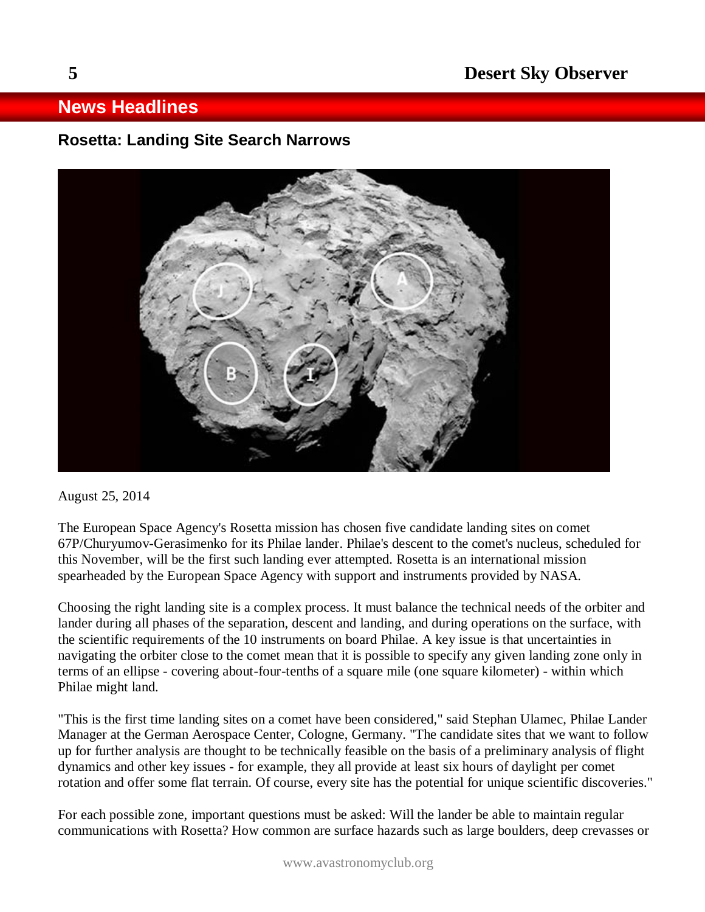## News Headlines

### Rosetta: Landing Site Search Narrows

August 25, 2014

The European Space Agency's Rosetta mission has chosen five candidate landing sites on comet 67P/Churyumov-Gerasimenko for its Philae lander. Philae's descent to the comet's nucleus, scheduled for this November, will be the first such landing ever attempted. Rosetta is an international mission spearheaded by the European Space Agency with support and instruments provided by NASA.

Choosing the right landing site is a complex process. It must balance the technical needs of the orbiter and lander during all phases of the separation, descent and landing, and during operations on the surface, with the scientific requirements of the 10 instruments on board Philae. A key issue is that uncertainties in navigating the orbiter close to the comet mean that it is possible to specify any given landing zone only in terms of an ellipse - covering about-four-tenths of a square mile (one square kilometer) - within which Philae might land.

"This is the first time landing sites on a comet have been considered," said Stephan Ulamec, Philae Lander Manager at the German Aerospace Center, Cologne, Germany. "The candidate sites that we want to follow up for further analysis are thought to be technically feasible on the basis of a preliminary analysis of flight dynamics and other key issues - for example, they all provide at least six hours of daylight per comet rotation and offer some flat terrain. Of course, every site has the potential for unique scientific discoveries."

For each possible zone, important questions must be asked: Will the lander be able to maintain regular communications with Rosetta? How common are surface hazards such as large boulders, deep crevasses or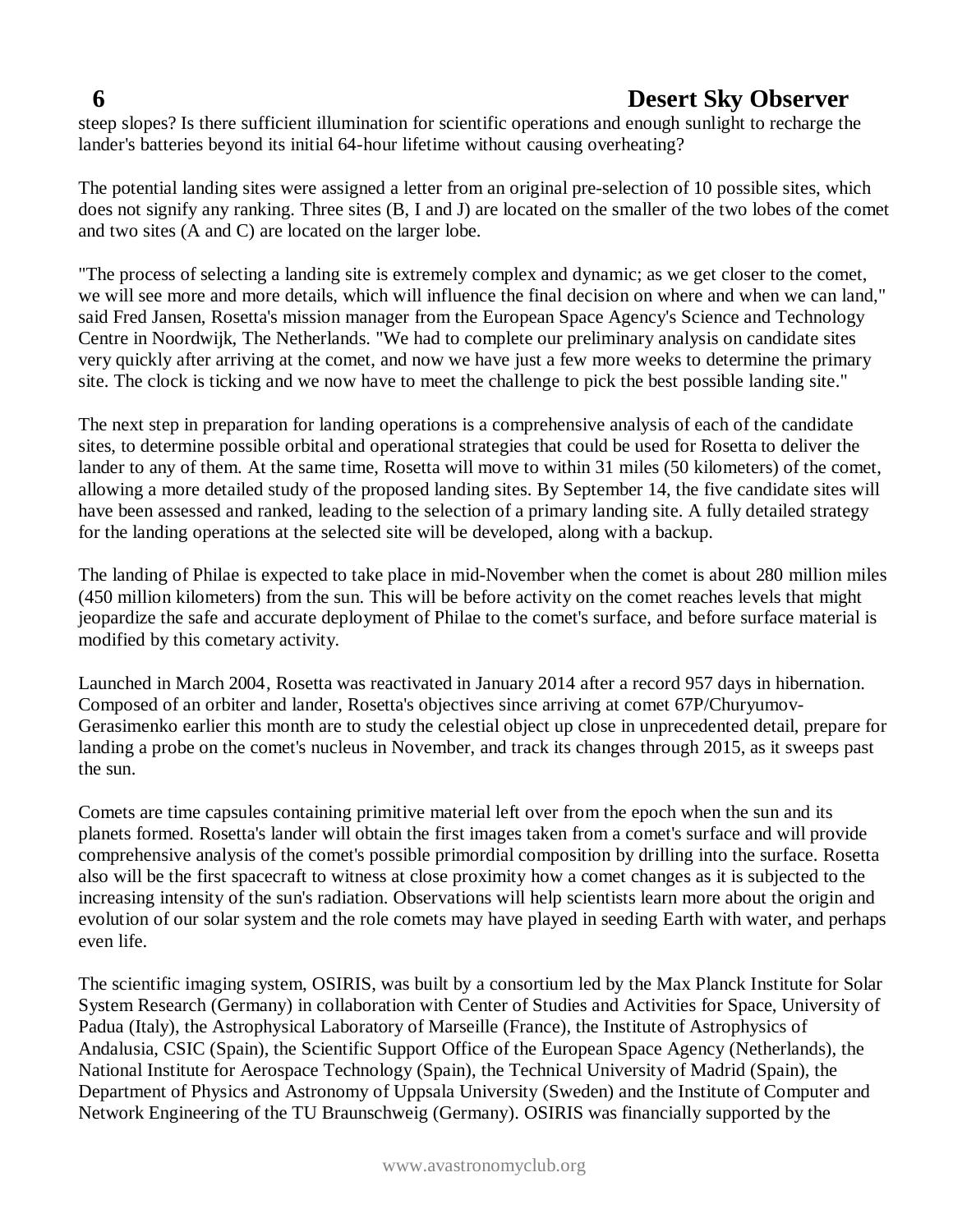steep slopes? Is there sufficient illumination for scientific operations and enough sunlight to recharge the lander's batteries beyond its initial 64-hour lifetime without causing overheating?

The potential landing sites were assigned a letter from an original pre-selection of 10 possible sites, which does not signify any ranking. Three sites (B, I and J) are located on the smaller of the two lobes of the comet and two sites (A and C) are located on the larger lobe.

"The process of selecting a landing site is extremely complex and dynamic; as we get closer to the comet, we will see more and more details, which will influence the final decision on where and when we can land," said Fred Jansen, Rosetta's mission manager from the European Space Agency's Science and Technology Centre in Noordwijk, The Netherlands. "We had to complete our preliminary analysis on candidate sites very quickly after arriving at the comet, and now we have just a few more weeks to determine the primary site. The clock is ticking and we now have to meet the challenge to pick the best possible landing site."

The next step in preparation for landing operations is a comprehensive analysis of each of the candidate sites, to determine possible orbital and operational strategies that could be used for Rosetta to deliver the lander to any of them. At the same time, Rosetta will move to within 31 miles (50 kilometers) of the comet, allowing a more detailed study of the proposed landing sites. By September 14, the five candidate sites will have been assessed and ranked, leading to the selection of a primary landing site. A fully detailed strategy for the landing operations at the selected site will be developed, along with a backup.

The landing of Philae is expected to take place in mid-November when the comet is about 280 million miles (450 million kilometers) from the sun. This will be before activity on the comet reaches levels that might jeopardize the safe and accurate deployment of Philae to the comet's surface, and before surface material is modified by this cometary activity.

Launched in March 2004, Rosetta was reactivated in January 2014 after a record 957 days in hibernation. Composed of an orbiter and lander, Rosetta's objectives since arriving at comet 67P/Churyumov-Gerasimenko earlier this month are to study the celestial object up close in unprecedented detail, prepare for landing a probe on the comet's nucleus in November, and track its changes through 2015, as it sweeps past the sun.

Comets are time capsules containing primitive material left over from the epoch when the sun and its planets formed. Rosetta's lander will obtain the first images taken from a comet's surface and will provide comprehensive analysis of the comet's possible primordial composition by drilling into the surface. Rosetta also will be the first spacecraft to witness at close proximity how a comet changes as it is subjected to the increasing intensity of the sun's radiation. Observations will help scientists learn more about the origin and evolution of our solar system and the role comets may have played in seeding Earth with water, and perhaps even life.

The scientific imaging system, OSIRIS, was built by a consortium led by the Max Planck Institute for Solar System Research (Germany) in collaboration with Center of Studies and Activities for Space, University of Padua (Italy), the Astrophysical Laboratory of Marseille (France), the Institute of Astrophysics of Andalusia, CSIC (Spain), the Scientific Support Office of the European Space Agency (Netherlands), the National Institute for Aerospace Technology (Spain), the Technical University of Madrid (Spain), the Department of Physics and Astronomy of Uppsala University (Sweden) and the Institute of Computer and Network Engineering of the TU Braunschweig (Germany). OSIRIS was financially supported by the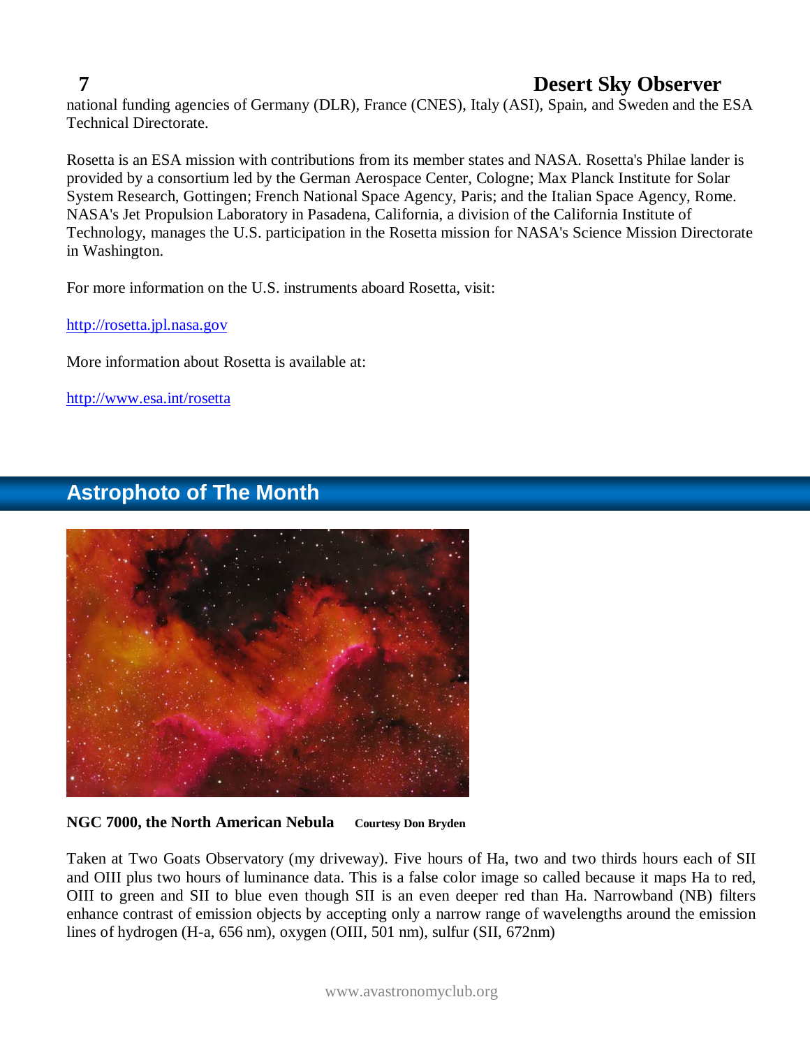national funding agencies of Germany (DLR), France (CNES), Italy (ASI), Spain, and Sweden and the ESA Technical Directorate.

Rosetta is an ESA mission with contributions from its member states and NASA. Rosetta's Philae lander is provided by a consortium led by the German Aerospace Center, Cologne; Max Planck Institute for Solar System Research, Gottingen; French National Space Agency, Paris; and the Italian Space Agency, Rome. NASA's Jet Propulsion Laboratory in Pasadena, California, a division of the California Institute of Technology, manages the U.S. participation in the Rosetta mission for NASA's Science Mission Directorate in Washington.

For more information on the U.S. instruments aboard Rosetta, visit:

http://rosetta.jpl.nasa.gov

More information about Rosetta is available at:

http://www.esa.int/rosetta

## Astrophoto of The Month

**NGC 7000, the North American Nebula** **Courtesy Don Bryden**

Taken at Two Goats Observatory (my driveway). Five hours of Ha, two and two thirds hours each of SII and OIII plus two hours of luminance data. This is a false color image so called because it maps Ha to red, OIII to green and SII to blue even though SII is an even deeper red than Ha. Narrowband (NB) filters enhance contrast of emission objects by accepting only a narrow range of wavelengths around the emission lines of hydrogen (H-a, 656 nm), oxygen (OIII, 501 nm), sulfur (SII, 672nm)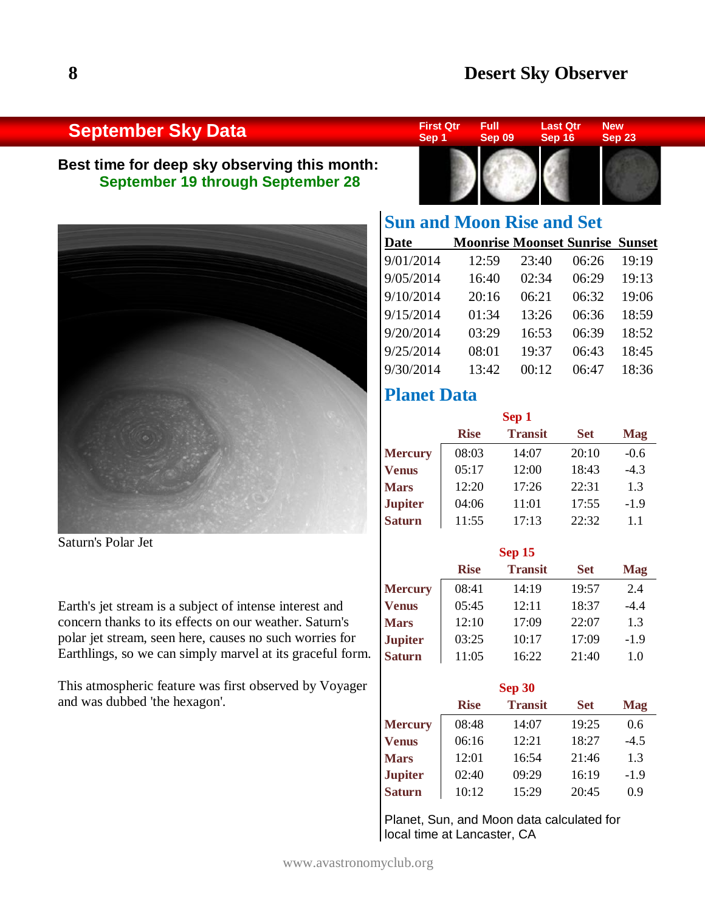## September Sky Data

| First Qtr | Full | Last Qtr | New |
|---|---|---|---|
| Sep 1 | Sep 09 | Sep 16 | Sep 23 |

**Best time for deep sky observing this month:**
**September 19 through September 28**

Saturn's Polar Jet

Earth's jet stream is a subject of intense interest and concern thanks to its effects on our weather. Saturn's polar jet stream, seen here, causes no such worries for Earthlings, so we can simply marvel at its graceful form.

This atmospheric feature was first observed by Voyager and was dubbed 'the hexagon'.

### Sun and Moon Rise and Set

| Date | Moonrise | Moonset | Sunrise | Sunset |
|---|---|---|---|---|
| 9/01/2014 | 12:59 | 23:40 | 06:26 | 19:19 |
| 9/05/2014 | 16:40 | 02:34 | 06:29 | 19:13 |
| 9/10/2014 | 20:16 | 06:21 | 06:32 | 19:06 |
| 9/15/2014 | 01:34 | 13:26 | 06:36 | 18:59 |
| 9/20/2014 | 03:29 | 16:53 | 06:39 | 18:52 |
| 9/25/2014 | 08:01 | 19:37 | 06:43 | 18:45 |
| 9/30/2014 | 13:42 | 00:12 | 06:47 | 18:36 |

### Planet Data

**Sep 1**

| | Rise | Transit | Set | Mag |
|---|---|---|---|---|
| **Mercury** | 08:03 | 14:07 | 20:10 | -0.6 |
| **Venus** | 05:17 | 12:00 | 18:43 | -4.3 |
| **Mars** | 12:20 | 17:26 | 22:31 | 1.3 |
| **Jupiter** | 04:06 | 11:01 | 17:55 | -1.9 |
| **Saturn** | 11:55 | 17:13 | 22:32 | 1.1 |

**Sep 15**

| | Rise | Transit | Set | Mag |
|---|---|---|---|---|
| **Mercury** | 08:41 | 14:19 | 19:57 | 2.4 |
| **Venus** | 05:45 | 12:11 | 18:37 | -4.4 |
| **Mars** | 12:10 | 17:09 | 22:07 | 1.3 |
| **Jupiter** | 03:25 | 10:17 | 17:09 | -1.9 |
| **Saturn** | 11:05 | 16:22 | 21:40 | 1.0 |

**Sep 30**

| | Rise | Transit | Set | Mag |
|---|---|---|---|---|
| **Mercury** | 08:48 | 14:07 | 19:25 | 0.6 |
| **Venus** | 06:16 | 12:21 | 18:27 | -4.5 |
| **Mars** | 12:01 | 16:54 | 21:46 | 1.3 |
| **Jupiter** | 02:40 | 09:29 | 16:19 | -1.9 |
| **Saturn** | 10:12 | 15:29 | 20:45 | 0.9 |

Planet, Sun, and Moon data calculated for local time at Lancaster, CA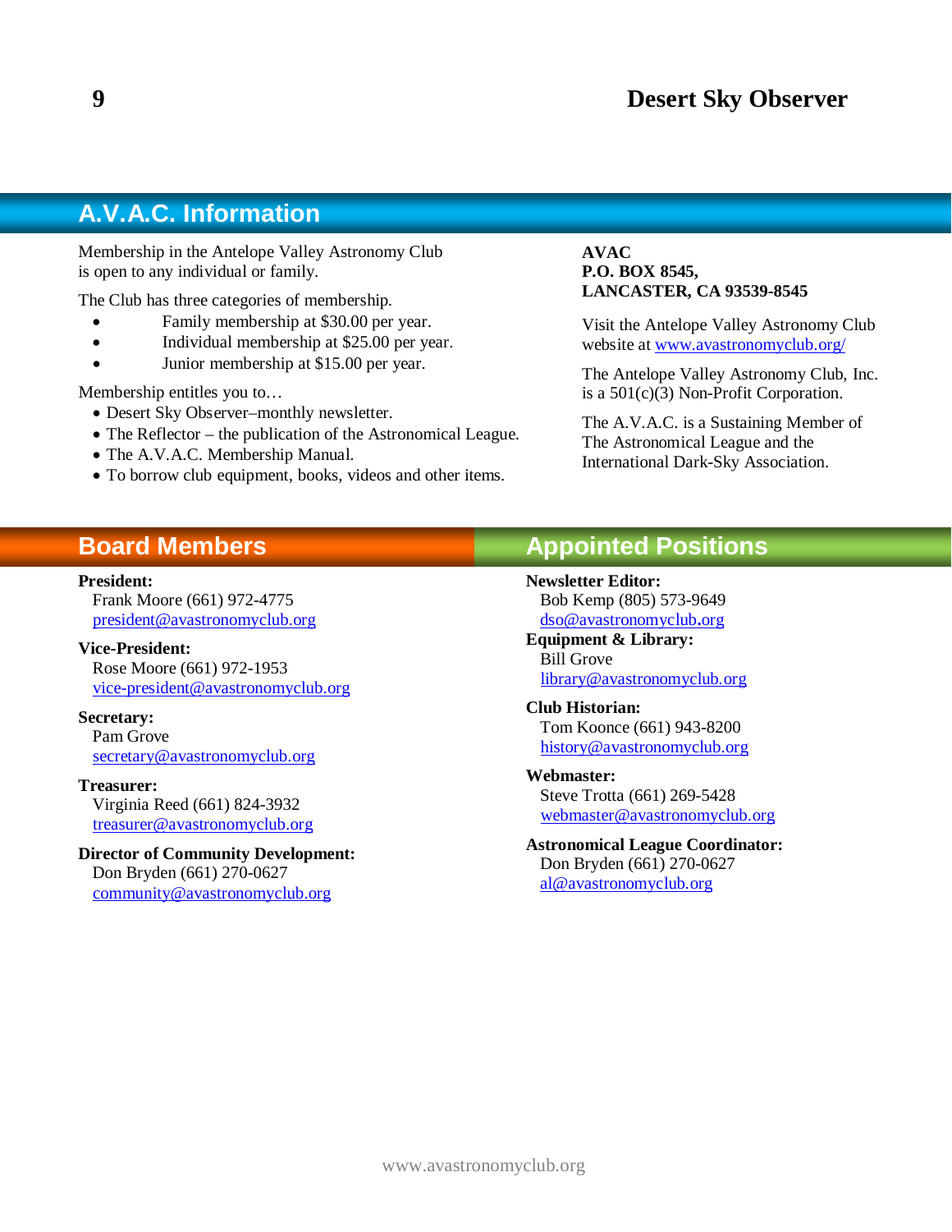## A.V.A.C. Information

Membership in the Antelope Valley Astronomy Club is open to any individual or family.

The Club has three categories of membership.

- Family membership at $30.00 per year.
- Individual membership at $25.00 per year.
- Junior membership at $15.00 per year.

Membership entitles you to…

- Desert Sky Observer–monthly newsletter.
- The Reflector – the publication of the Astronomical League.
- The A.V.A.C. Membership Manual.
- To borrow club equipment, books, videos and other items.

**AVAC**
**P.O. BOX 8545,**
**LANCASTER, CA 93539-8545**

Visit the Antelope Valley Astronomy Club website at www.avastronomyclub.org/

The Antelope Valley Astronomy Club, Inc. is a 501(c)(3) Non-Profit Corporation.

The A.V.A.C. is a Sustaining Member of The Astronomical League and the International Dark-Sky Association.

## Board Members

**President:**
Frank Moore (661) 972-4775
president@avastronomyclub.org

**Vice-President:**
Rose Moore (661) 972-1953
vice-president@avastronomyclub.org

**Secretary:**
Pam Grove
secretary@avastronomyclub.org

**Treasurer:**
Virginia Reed (661) 824-3932
treasurer@avastronomyclub.org

**Director of Community Development:**
Don Bryden (661) 270-0627
community@avastronomyclub.org

## Appointed Positions

**Newsletter Editor:**
Bob Kemp (805) 573-9649
dso@avastronomyclub.org

**Equipment & Library:**
Bill Grove
library@avastronomyclub.org

**Club Historian:**
Tom Koonce (661) 943-8200
history@avastronomyclub.org

**Webmaster:**
Steve Trotta (661) 269-5428
webmaster@avastronomyclub.org

**Astronomical League Coordinator:**
Don Bryden (661) 270-0627
al@avastronomyclub.org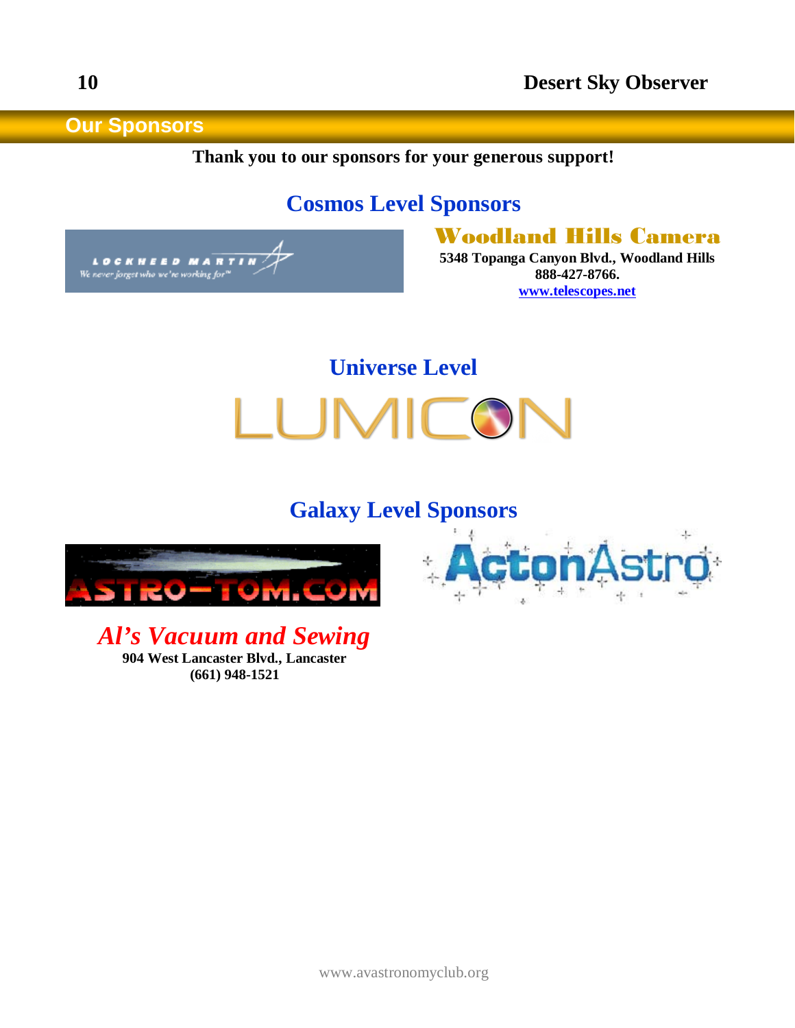## Our Sponsors

**Thank you to our sponsors for your generous support!**

### Cosmos Level Sponsors

LOCKHEED MARTIN
We never forget who we're working for™

**Woodland Hills Camera**
**5348 Topanga Canyon Blvd., Woodland Hills**
**888-427-8766.**
**www.telescopes.net**

### Universe Level

LUMICON

### Galaxy Level Sponsors

ASTRO-TOM.COM

ActonAstro

***Al's Vacuum and Sewing***
**904 West Lancaster Blvd., Lancaster**
**(661) 948-1521**

www.avastronomyclub.org